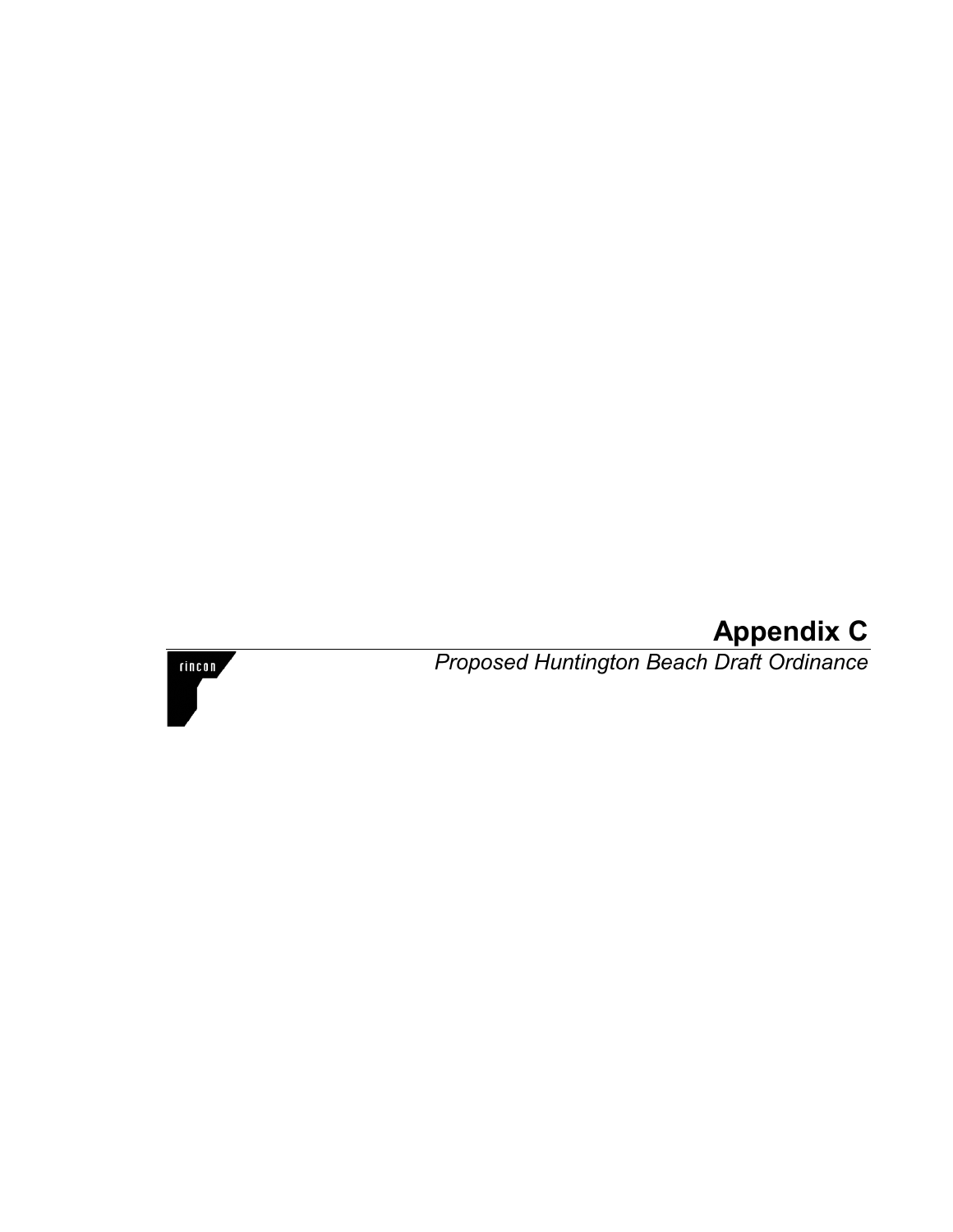# Appendix C

*Proposed Huntington Beach Draft Ordinance*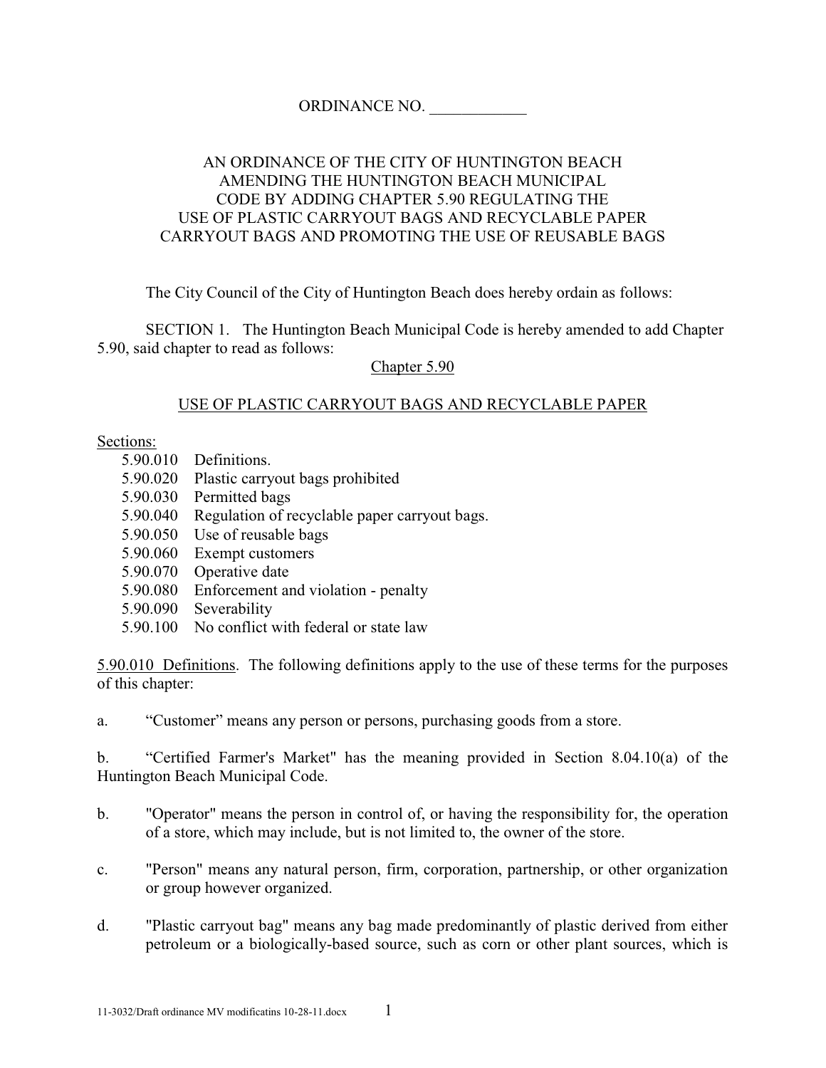ORDINANCE NO. ____________

AN ORDINANCE OF THE CITY OF HUNTINGTON BEACH AMENDING THE HUNTINGTON BEACH MUNICIPAL CODE BY ADDING CHAPTER 5.90 REGULATING THE USE OF PLASTIC CARRYOUT BAGS AND RECYCLABLE PAPER CARRYOUT BAGS AND PROMOTING THE USE OF REUSABLE BAGS

The City Council of the City of Huntington Beach does hereby ordain as follows:

SECTION 1. The Huntington Beach Municipal Code is hereby amended to add Chapter 5.90, said chapter to read as follows:

<u>Chapter 5.90</u>

<u>USE OF PLASTIC CARRYOUT BAGS AND RECYCLABLE PAPER</u>

<u>Sections:</u>

- 5.90.010 Definitions.
- 5.90.020 Plastic carryout bags prohibited
- 5.90.030 Permitted bags
- 5.90.040 Regulation of recyclable paper carryout bags.
- 5.90.050 Use of reusable bags
- 5.90.060 Exempt customers
- 5.90.070 Operative date
- 5.90.080 Enforcement and violation - penalty
- 5.90.090 Severability
- 5.90.100 No conflict with federal or state law

<u>5.90.010 Definitions</u>. The following definitions apply to the use of these terms for the purposes of this chapter:

a. "Customer" means any person or persons, purchasing goods from a store.

b. "Certified Farmer's Market" has the meaning provided in Section 8.04.10(a) of the Huntington Beach Municipal Code.

b. "Operator" means the person in control of, or having the responsibility for, the operation of a store, which may include, but is not limited to, the owner of the store.

c. "Person" means any natural person, firm, corporation, partnership, or other organization or group however organized.

d. "Plastic carryout bag" means any bag made predominantly of plastic derived from either petroleum or a biologically-based source, such as corn or other plant sources, which is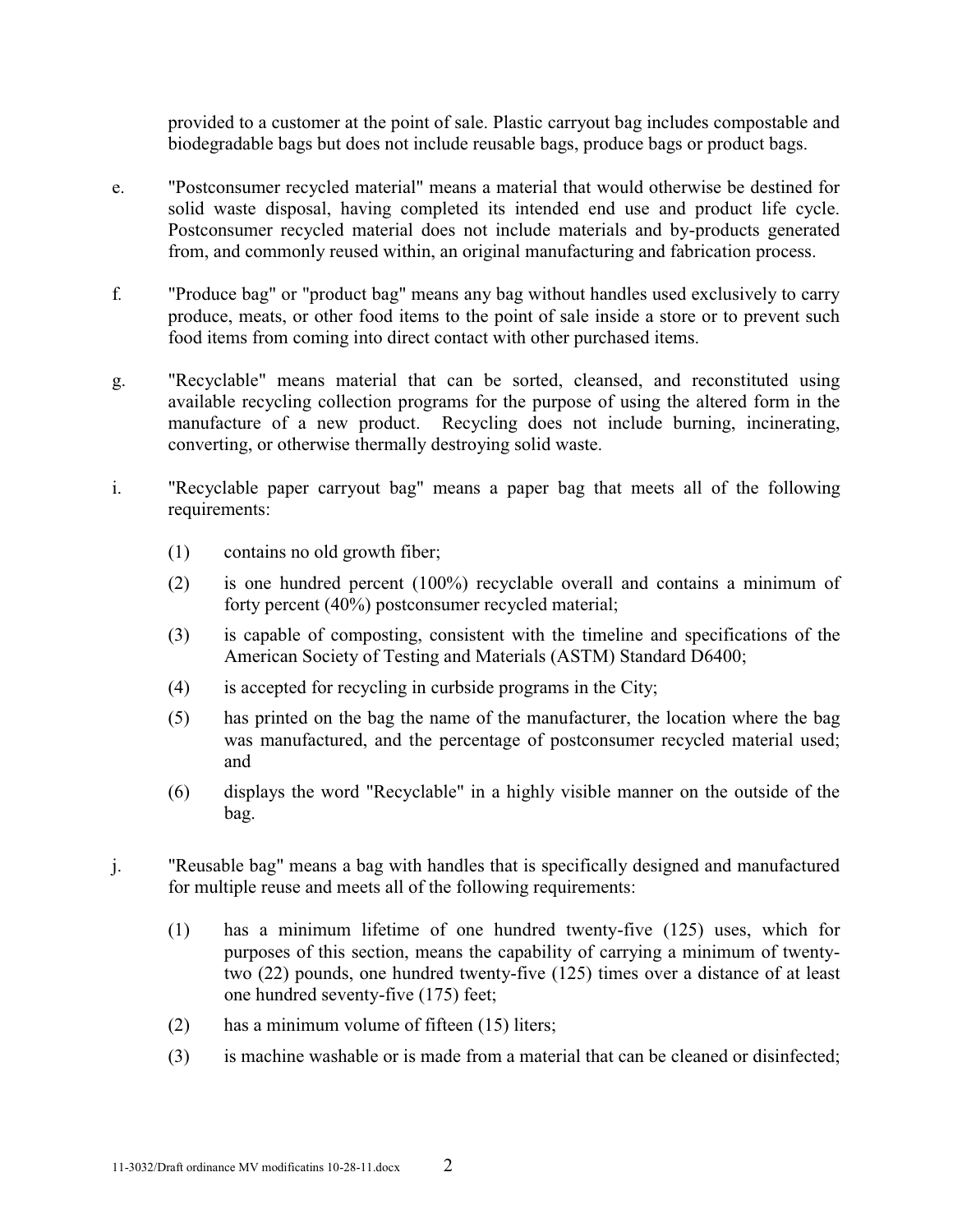provided to a customer at the point of sale. Plastic carryout bag includes compostable and biodegradable bags but does not include reusable bags, produce bags or product bags.

e. "Postconsumer recycled material" means a material that would otherwise be destined for solid waste disposal, having completed its intended end use and product life cycle. Postconsumer recycled material does not include materials and by-products generated from, and commonly reused within, an original manufacturing and fabrication process.

f. "Produce bag" or "product bag" means any bag without handles used exclusively to carry produce, meats, or other food items to the point of sale inside a store or to prevent such food items from coming into direct contact with other purchased items.

g. "Recyclable" means material that can be sorted, cleansed, and reconstituted using available recycling collection programs for the purpose of using the altered form in the manufacture of a new product. Recycling does not include burning, incinerating, converting, or otherwise thermally destroying solid waste.

i. "Recyclable paper carryout bag" means a paper bag that meets all of the following requirements:

(1) contains no old growth fiber;

(2) is one hundred percent (100%) recyclable overall and contains a minimum of forty percent (40%) postconsumer recycled material;

(3) is capable of composting, consistent with the timeline and specifications of the American Society of Testing and Materials (ASTM) Standard D6400;

(4) is accepted for recycling in curbside programs in the City;

(5) has printed on the bag the name of the manufacturer, the location where the bag was manufactured, and the percentage of postconsumer recycled material used; and

(6) displays the word "Recyclable" in a highly visible manner on the outside of the bag.

j. "Reusable bag" means a bag with handles that is specifically designed and manufactured for multiple reuse and meets all of the following requirements:

(1) has a minimum lifetime of one hundred twenty-five (125) uses, which for purposes of this section, means the capability of carrying a minimum of twenty-two (22) pounds, one hundred twenty-five (125) times over a distance of at least one hundred seventy-five (175) feet;

(2) has a minimum volume of fifteen (15) liters;

(3) is machine washable or is made from a material that can be cleaned or disinfected;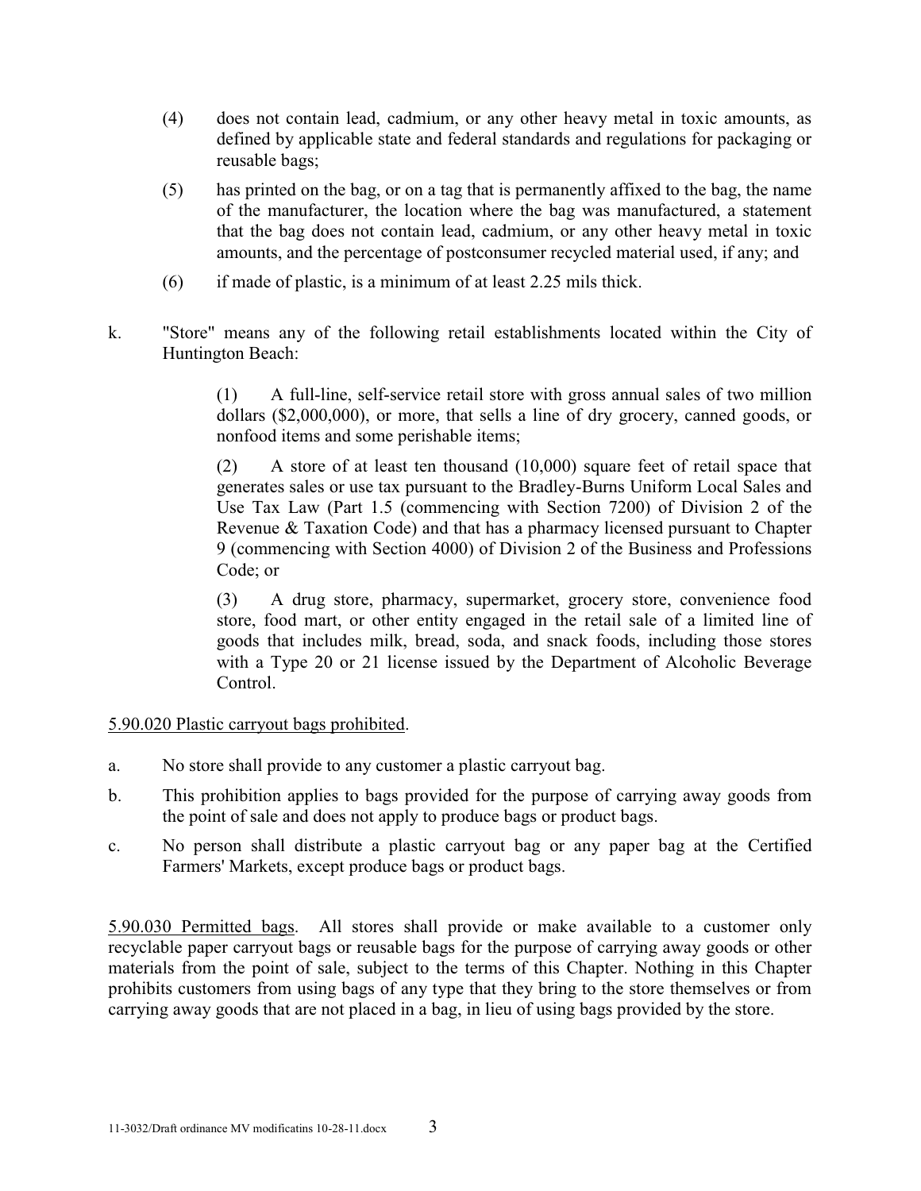(4) does not contain lead, cadmium, or any other heavy metal in toxic amounts, as defined by applicable state and federal standards and regulations for packaging or reusable bags;

(5) has printed on the bag, or on a tag that is permanently affixed to the bag, the name of the manufacturer, the location where the bag was manufactured, a statement that the bag does not contain lead, cadmium, or any other heavy metal in toxic amounts, and the percentage of postconsumer recycled material used, if any; and

(6) if made of plastic, is a minimum of at least 2.25 mils thick.

k. "Store" means any of the following retail establishments located within the City of Huntington Beach:

(1) A full-line, self-service retail store with gross annual sales of two million dollars ($2,000,000), or more, that sells a line of dry grocery, canned goods, or nonfood items and some perishable items;

(2) A store of at least ten thousand (10,000) square feet of retail space that generates sales or use tax pursuant to the Bradley-Burns Uniform Local Sales and Use Tax Law (Part 1.5 (commencing with Section 7200) of Division 2 of the Revenue & Taxation Code) and that has a pharmacy licensed pursuant to Chapter 9 (commencing with Section 4000) of Division 2 of the Business and Professions Code; or

(3) A drug store, pharmacy, supermarket, grocery store, convenience food store, food mart, or other entity engaged in the retail sale of a limited line of goods that includes milk, bread, soda, and snack foods, including those stores with a Type 20 or 21 license issued by the Department of Alcoholic Beverage Control.

5.90.020 Plastic carryout bags prohibited.

a. No store shall provide to any customer a plastic carryout bag.

b. This prohibition applies to bags provided for the purpose of carrying away goods from the point of sale and does not apply to produce bags or product bags.

c. No person shall distribute a plastic carryout bag or any paper bag at the Certified Farmers' Markets, except produce bags or product bags.

5.90.030 Permitted bags. All stores shall provide or make available to a customer only recyclable paper carryout bags or reusable bags for the purpose of carrying away goods or other materials from the point of sale, subject to the terms of this Chapter. Nothing in this Chapter prohibits customers from using bags of any type that they bring to the store themselves or from carrying away goods that are not placed in a bag, in lieu of using bags provided by the store.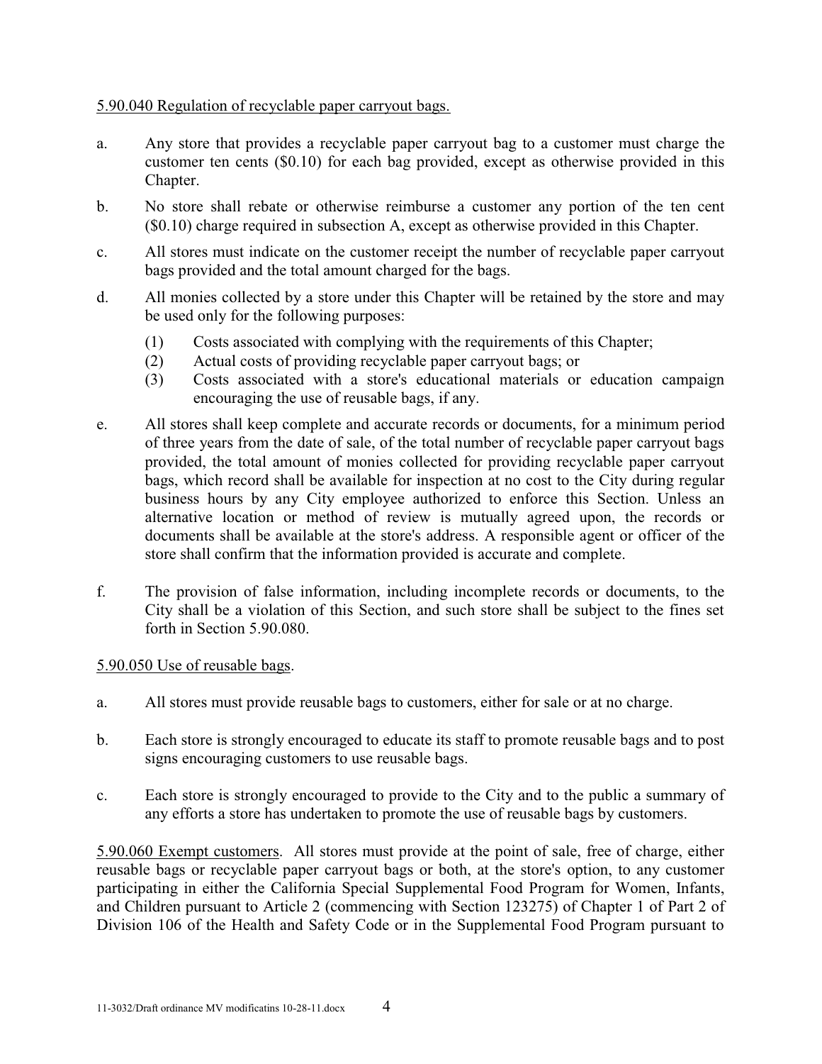5.90.040 Regulation of recyclable paper carryout bags.

a. Any store that provides a recyclable paper carryout bag to a customer must charge the customer ten cents ($0.10) for each bag provided, except as otherwise provided in this Chapter.

b. No store shall rebate or otherwise reimburse a customer any portion of the ten cent ($0.10) charge required in subsection A, except as otherwise provided in this Chapter.

c. All stores must indicate on the customer receipt the number of recyclable paper carryout bags provided and the total amount charged for the bags.

d. All monies collected by a store under this Chapter will be retained by the store and may be used only for the following purposes:

   (1) Costs associated with complying with the requirements of this Chapter;
   (2) Actual costs of providing recyclable paper carryout bags; or
   (3) Costs associated with a store's educational materials or education campaign encouraging the use of reusable bags, if any.

e. All stores shall keep complete and accurate records or documents, for a minimum period of three years from the date of sale, of the total number of recyclable paper carryout bags provided, the total amount of monies collected for providing recyclable paper carryout bags, which record shall be available for inspection at no cost to the City during regular business hours by any City employee authorized to enforce this Section. Unless an alternative location or method of review is mutually agreed upon, the records or documents shall be available at the store's address. A responsible agent or officer of the store shall confirm that the information provided is accurate and complete.

f. The provision of false information, including incomplete records or documents, to the City shall be a violation of this Section, and such store shall be subject to the fines set forth in Section 5.90.080.

5.90.050 Use of reusable bags.

a. All stores must provide reusable bags to customers, either for sale or at no charge.

b. Each store is strongly encouraged to educate its staff to promote reusable bags and to post signs encouraging customers to use reusable bags.

c. Each store is strongly encouraged to provide to the City and to the public a summary of any efforts a store has undertaken to promote the use of reusable bags by customers.

5.90.060 Exempt customers. All stores must provide at the point of sale, free of charge, either reusable bags or recyclable paper carryout bags or both, at the store's option, to any customer participating in either the California Special Supplemental Food Program for Women, Infants, and Children pursuant to Article 2 (commencing with Section 123275) of Chapter 1 of Part 2 of Division 106 of the Health and Safety Code or in the Supplemental Food Program pursuant to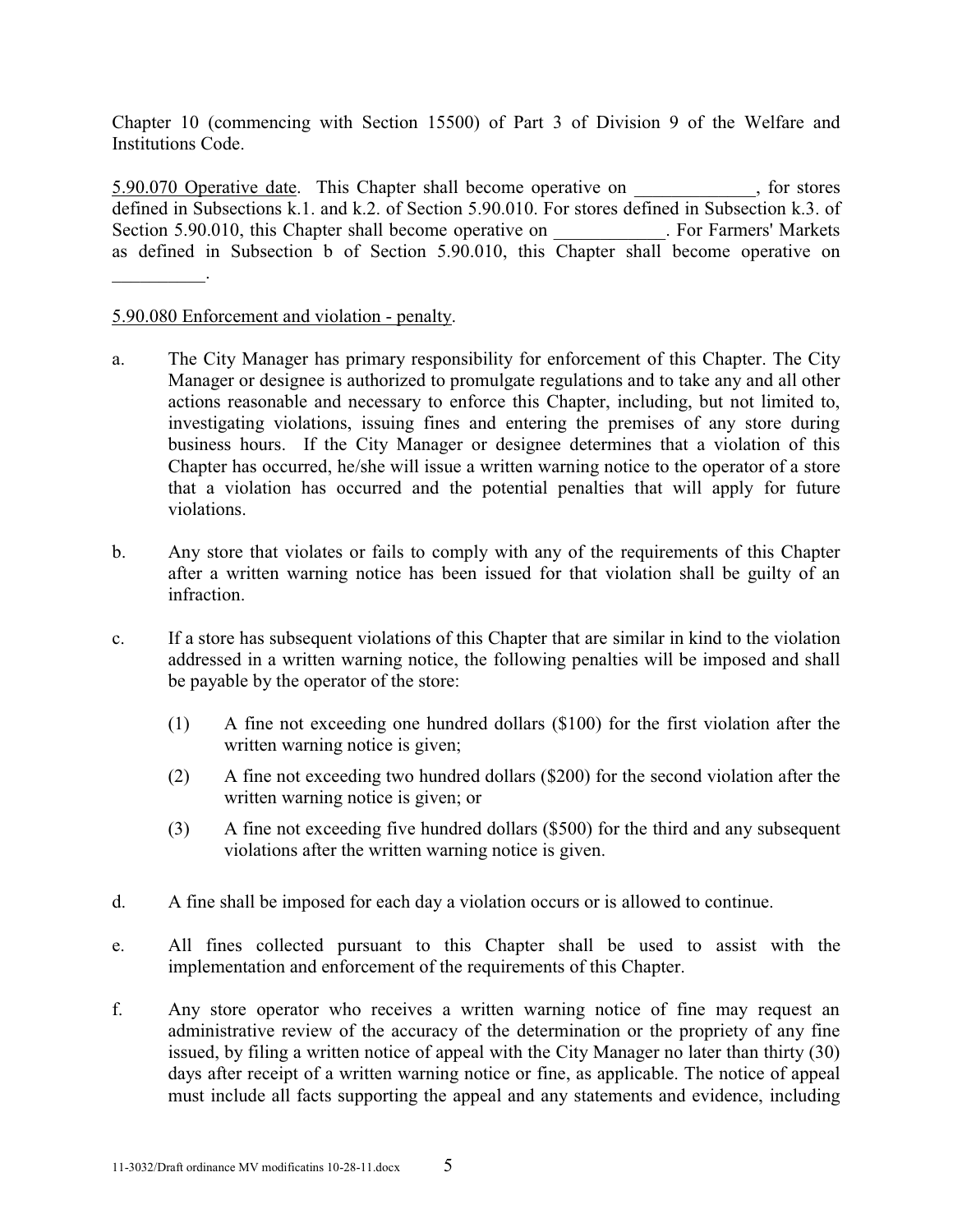Chapter 10 (commencing with Section 15500) of Part 3 of Division 9 of the Welfare and Institutions Code.

<u>5.90.070 Operative date</u>. This Chapter shall become operative on _____________, for stores defined in Subsections k.1. and k.2. of Section 5.90.010. For stores defined in Subsection k.3. of Section 5.90.010, this Chapter shall become operative on ____________. For Farmers' Markets as defined in Subsection b of Section 5.90.010, this Chapter shall become operative on __________.

<u>5.90.080 Enforcement and violation - penalty</u>.

a. The City Manager has primary responsibility for enforcement of this Chapter. The City Manager or designee is authorized to promulgate regulations and to take any and all other actions reasonable and necessary to enforce this Chapter, including, but not limited to, investigating violations, issuing fines and entering the premises of any store during business hours. If the City Manager or designee determines that a violation of this Chapter has occurred, he/she will issue a written warning notice to the operator of a store that a violation has occurred and the potential penalties that will apply for future violations.

b. Any store that violates or fails to comply with any of the requirements of this Chapter after a written warning notice has been issued for that violation shall be guilty of an infraction.

c. If a store has subsequent violations of this Chapter that are similar in kind to the violation addressed in a written warning notice, the following penalties will be imposed and shall be payable by the operator of the store:

   (1) A fine not exceeding one hundred dollars ($100) for the first violation after the written warning notice is given;

   (2) A fine not exceeding two hundred dollars ($200) for the second violation after the written warning notice is given; or

   (3) A fine not exceeding five hundred dollars ($500) for the third and any subsequent violations after the written warning notice is given.

d. A fine shall be imposed for each day a violation occurs or is allowed to continue.

e. All fines collected pursuant to this Chapter shall be used to assist with the implementation and enforcement of the requirements of this Chapter.

f. Any store operator who receives a written warning notice of fine may request an administrative review of the accuracy of the determination or the propriety of any fine issued, by filing a written notice of appeal with the City Manager no later than thirty (30) days after receipt of a written warning notice or fine, as applicable. The notice of appeal must include all facts supporting the appeal and any statements and evidence, including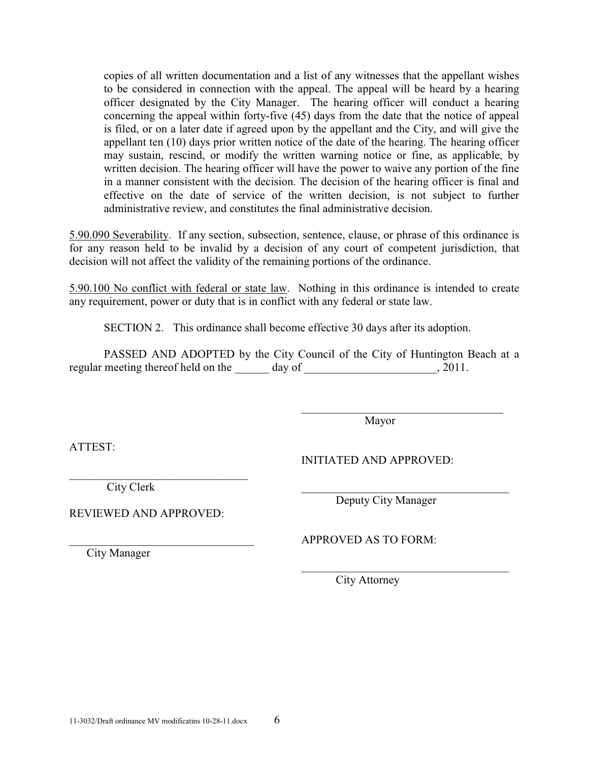copies of all written documentation and a list of any witnesses that the appellant wishes to be considered in connection with the appeal. The appeal will be heard by a hearing officer designated by the City Manager. The hearing officer will conduct a hearing concerning the appeal within forty-five (45) days from the date that the notice of appeal is filed, or on a later date if agreed upon by the appellant and the City, and will give the appellant ten (10) days prior written notice of the date of the hearing. The hearing officer may sustain, rescind, or modify the written warning notice or fine, as applicable, by written decision. The hearing officer will have the power to waive any portion of the fine in a manner consistent with the decision. The decision of the hearing officer is final and effective on the date of service of the written decision, is not subject to further administrative review, and constitutes the final administrative decision.

5.90.090 Severability. If any section, subsection, sentence, clause, or phrase of this ordinance is for any reason held to be invalid by a decision of any court of competent jurisdiction, that decision will not affect the validity of the remaining portions of the ordinance.

5.90.100 No conflict with federal or state law. Nothing in this ordinance is intended to create any requirement, power or duty that is in conflict with any federal or state law.

SECTION 2. This ordinance shall become effective 30 days after its adoption.

PASSED AND ADOPTED by the City Council of the City of Huntington Beach at a regular meeting thereof held on the ______ day of ________________________, 2011.

___________________________________
Mayor

ATTEST:

______________________________
City Clerk

REVIEWED AND APPROVED:

______________________________
City Manager

INITIATED AND APPROVED:

___________________________________
Deputy City Manager

APPROVED AS TO FORM:

___________________________________
City Attorney

11-3032/Draft ordinance MV modificatins 10-28-11.docx